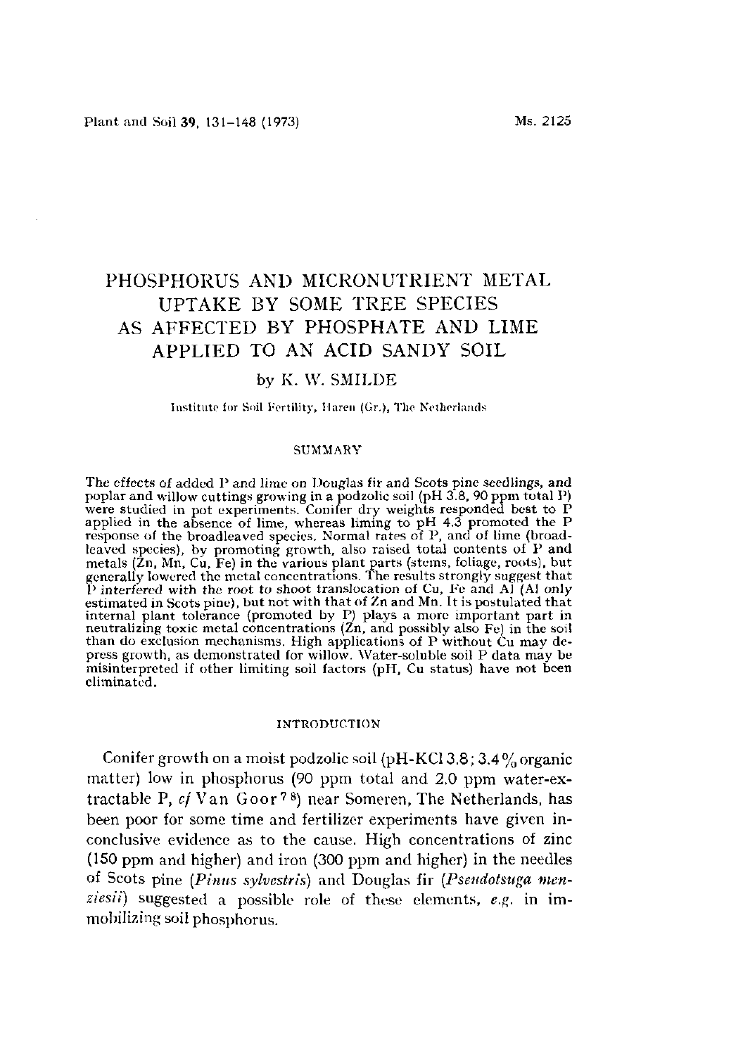# PHOSPHORUS AND MICRONUTRIENT METAL UPTAKE BY SOME TREE SPECIES AS AFFECTED BY PHOSPHATE AND LIME APPLIED TO AN ACID SANDY SOIL

by K. W. SMILDE

Institute for Soil Fertility, Haren (Gr.), The Netherlands

## SUMMARY

The effects of added P and lime on Douglas fir and Scots pine seedlings, and poplar and willow cuttings growing in a podzolic soil (pH 3.8, 90 ppm total P) were studied in pot experiments. Conifer dry weights responded best to P applied in the absence of lime, whereas liming to pH 4.3 promoted the P response of the broadleaved species. Normal rates of P, and of lime (broadleaved species), by promoting growth, also raised total contents of P and metals (Zn, Mn, Cu, Fe) in the various plant parts (stems, foliage, roots), but generally lowered the metal concentrations. The results strongly suggest that P interfered with the root to shoot translocation of Cu, Fe and Al (Al only estimated in Scots pine), but not with that of Zn and Mn. It is postulated that internal plant tolerance (promoted by P) plays a more important part in neutralizing toxic metal concentrations (Zn, and possibly also Fe) in the soil than do exclusion mechanisms. High applications of P without Cu may depress growth, as demonstrated for willow. Water-soluble soil P data may be misinterpreted if other limiting soil factors (pH, Cu status) have not been eliminated.

## INTRODUCTION

Conifer growth on a moist podzolic soil (pH-KCl 3.8; 3.4% organic matter) low in phosphorus (90 ppm total and 2.0 ppm water-extractable P, *cf* Van Goor[7 8]) near Someren, The Netherlands, has been poor for some time and fertilizer experiments have given inconclusive evidence as to the cause. High concentrations of zinc (150 ppm and higher) and iron (300 ppm and higher) in the needles of Scots pine (*Pinus sylvestris*) and Douglas fir (*Pseudotsuga menziesii*) suggested a possible role of these elements, *e.g.* in immobilizing soil phosphorus.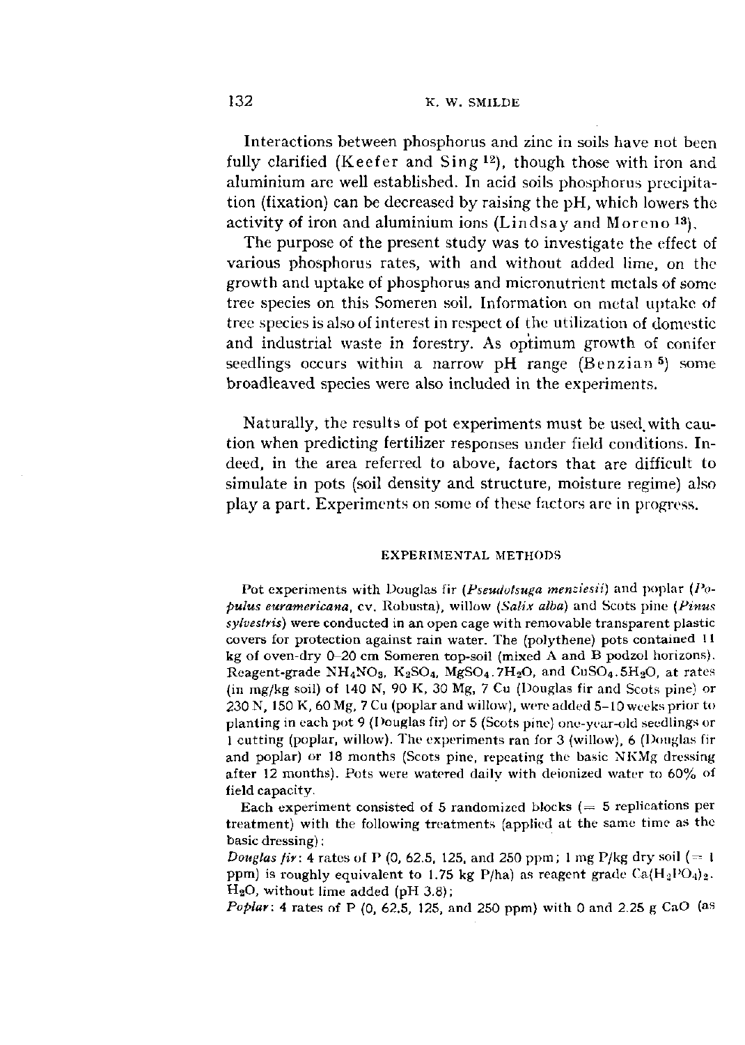Interactions between phosphorus and zinc in soils have not been fully clarified (Keefer and Sing [12]), though those with iron and aluminium are well established. In acid soils phosphorus precipitation (fixation) can be decreased by raising the pH, which lowers the activity of iron and aluminium ions (Lindsay and Moreno [13]).

The purpose of the present study was to investigate the effect of various phosphorus rates, with and without added lime, on the growth and uptake of phosphorus and micronutrient metals of some tree species on this Someren soil. Information on metal uptake of tree species is also of interest in respect of the utilization of domestic and industrial waste in forestry. As optimum growth of conifer seedlings occurs within a narrow pH range (Benzian [5]) some broadleaved species were also included in the experiments.

Naturally, the results of pot experiments must be used with caution when predicting fertilizer responses under field conditions. Indeed, in the area referred to above, factors that are difficult to simulate in pots (soil density and structure, moisture regime) also play a part. Experiments on some of these factors are in progress.

## EXPERIMENTAL METHODS

Pot experiments with Douglas fir (*Pseudotsuga menziesii*) and poplar (*Populus euramericana*, cv. Robusta), willow (*Salix alba*) and Scots pine (*Pinus sylvestris*) were conducted in an open cage with removable transparent plastic covers for protection against rain water. The (polythene) pots contained 11 kg of oven-dry 0–20 cm Someren top-soil (mixed A and B podzol horizons). Reagent-grade $NH_4NO_3$, $K_2SO_4$, $MgSO_4 \cdot 7H_2O$, and $CuSO_4 \cdot 5H_2O$, at rates (in mg/kg soil) of 140 N, 90 K, 30 Mg, 7 Cu (Douglas fir and Scots pine) or 230 N, 150 K, 60 Mg, 7 Cu (poplar and willow), were added 5–10 weeks prior to planting in each pot 9 (Douglas fir) or 5 (Scots pine) one-year-old seedlings or 1 cutting (poplar, willow). The experiments ran for 3 (willow), 6 (Douglas fir and poplar) or 18 months (Scots pine, repeating the basic NKMg dressing after 12 months). Pots were watered daily with deionized water to 60% of field capacity.

Each experiment consisted of 5 randomized blocks (= 5 replications per treatment) with the following treatments (applied at the same time as the basic dressing):

*Douglas fir*: 4 rates of P (0, 62.5, 125, and 250 ppm; 1 mg P/kg dry soil (= 1 ppm) is roughly equivalent to 1.75 kg P/ha) as reagent grade $Ca(H_2PO_4)_2 \cdot H_2O$, without lime added (pH 3.8);

*Poplar*: 4 rates of P (0, 62.5, 125, and 250 ppm) with 0 and 2.25 g CaO (as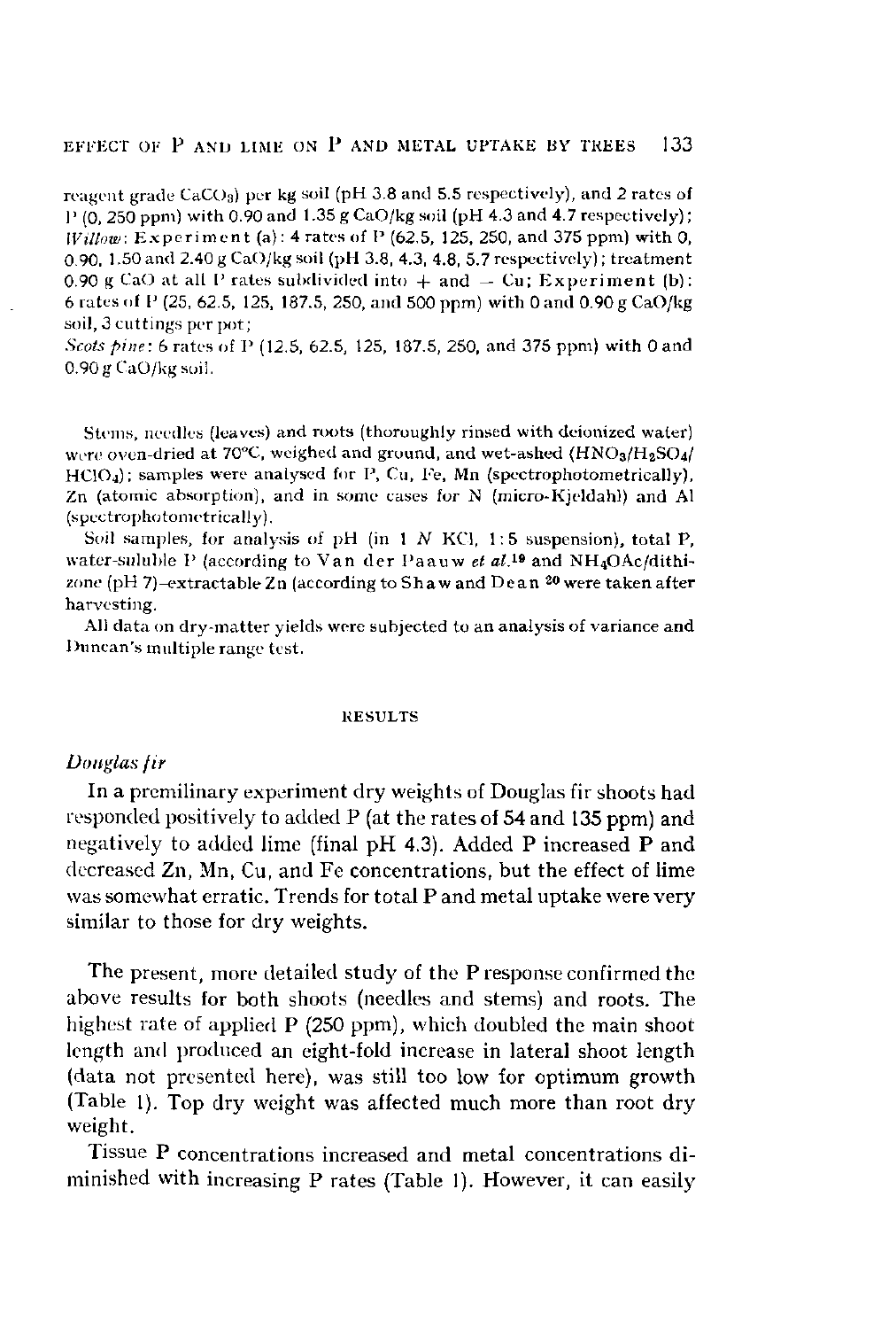reagent grade $CaCO_3$) per kg soil (pH 3.8 and 5.5 respectively), and 2 rates of P (0, 250 ppm) with 0.90 and 1.35 g CaO/kg soil (pH 4.3 and 4.7 respectively);
*Willow*: Experiment (a): 4 rates of P (62.5, 125, 250, and 375 ppm) with 0, 0.90, 1.50 and 2.40 g CaO/kg soil (pH 3.8, 4.3, 4.8, 5.7 respectively); treatment 0.90 g CaO at all P rates subdivided into + and − Cu; Experiment (b): 6 rates of P (25, 62.5, 125, 187.5, 250, and 500 ppm) with 0 and 0.90 g CaO/kg soil, 3 cuttings per pot;
*Scots pine*: 6 rates of P (12.5, 62.5, 125, 187.5, 250, and 375 ppm) with 0 and 0.90 g CaO/kg soil.

Stems, needles (leaves) and roots (thoroughly rinsed with deionized water) were oven-dried at 70°C, weighed and ground, and wet-ashed ($HNO_3/H_2SO_4/HClO_4$); samples were analysed for P, Cu, Fe, Mn (spectrophotometrically), Zn (atomic absorption), and in some cases for N (micro-Kjeldahl) and Al (spectrophotometrically).

Soil samples, for analysis of pH (in 1 *N* KCl, 1:5 suspension), total P, water-soluble P (according to Van der Paauw *et al.*[19] and $NH_4OAc$/dithizone (pH 7)–extractable Zn (according to Shaw and Dean [20] were taken after harvesting.

All data on dry-matter yields were subjected to an analysis of variance and Duncan's multiple range test.

## RESULTS

### *Douglas fir*

In a premilinary experiment dry weights of Douglas fir shoots had responded positively to added P (at the rates of 54 and 135 ppm) and negatively to added lime (final pH 4.3). Added P increased P and decreased Zn, Mn, Cu, and Fe concentrations, but the effect of lime was somewhat erratic. Trends for total P and metal uptake were very similar to those for dry weights.

The present, more detailed study of the P response confirmed the above results for both shoots (needles and stems) and roots. The highest rate of applied P (250 ppm), which doubled the main shoot length and produced an eight-fold increase in lateral shoot length (data not presented here), was still too low for optimum growth (Table 1). Top dry weight was affected much more than root dry weight.

Tissue P concentrations increased and metal concentrations diminished with increasing P rates (Table 1). However, it can easily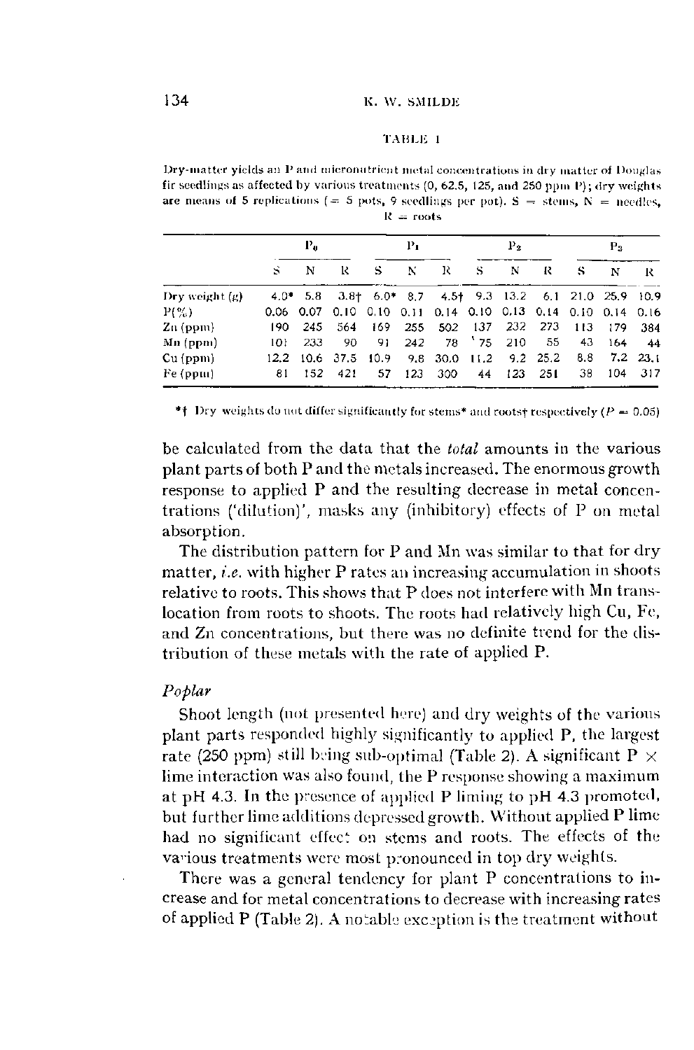TABLE 1

Dry-matter yields an P and micronutrient metal concentrations in dry matter of Douglas fir seedlings as affected by various treatments (0, 62.5, 125, and 250 ppm P); dry weights are means of 5 replications (= 5 pots, 9 seedlings per pot). S = stems, N = needles, R = roots

| | $P_0$ | | | $P_1$ | | | $P_2$ | | | $P_3$ | | |
|---|---|---|---|---|---|---|---|---|---|---|---|---|
| | S | N | R | S | N | R | S | N | R | S | N | R |
| Dry weight (g) | 4.0* | 5.8 | 3.8† | 6.0* | 8.7 | 4.5† | 9.3 | 13.2 | 6.1 | 21.0 | 25.9 | 10.9 |
| P(%) | 0.06 | 0.07 | 0.10 | 0.10 | 0.11 | 0.14 | 0.10 | 0.13 | 0.14 | 0.10 | 0.14 | 0.16 |
| Zn (ppm) | 190 | 245 | 564 | 169 | 255 | 502 | 137 | 232 | 273 | 113 | 179 | 384 |
| Mn (ppm) | 101 | 233 | 90 | 91 | 242 | 78 | 75 | 210 | 55 | 43 | 164 | 44 |
| Cu (ppm) | 12.2 | 10.6 | 37.5 | 10.9 | 9.8 | 30.0 | 11.2 | 9.2 | 25.2 | 8.8 | 7.2 | 23.1 |
| Fe (ppm) | 81 | 152 | 421 | 57 | 123 | 300 | 44 | 123 | 251 | 38 | 104 | 317 |

*† Dry weights do not differ significantly for stems* and roots† respectively ($P = 0.05$)

be calculated from the data that the *total* amounts in the various plant parts of both P and the metals increased. The enormous growth response to applied P and the resulting decrease in metal concentrations ('dilution)', masks any (inhibitory) effects of P on metal absorption.

The distribution pattern for P and Mn was similar to that for dry matter, *i.e.* with higher P rates an increasing accumulation in shoots relative to roots. This shows that P does not interfere with Mn translocation from roots to shoots. The roots had relatively high Cu, Fe, and Zn concentrations, but there was no definite trend for the distribution of these metals with the rate of applied P.

## *Poplar*

Shoot length (not presented here) and dry weights of the various plant parts responded highly significantly to applied P, the largest rate (250 ppm) still being sub-optimal (Table 2). A significant P × lime interaction was also found, the P response showing a maximum at pH 4.3. In the presence of applied P liming to pH 4.3 promoted, but further lime additions depressed growth. Without applied P lime had no significant effect on stems and roots. The effects of the various treatments were most pronounced in top dry weights.

There was a general tendency for plant P concentrations to increase and for metal concentrations to decrease with increasing rates of applied P (Table 2). A notable exception is the treatment without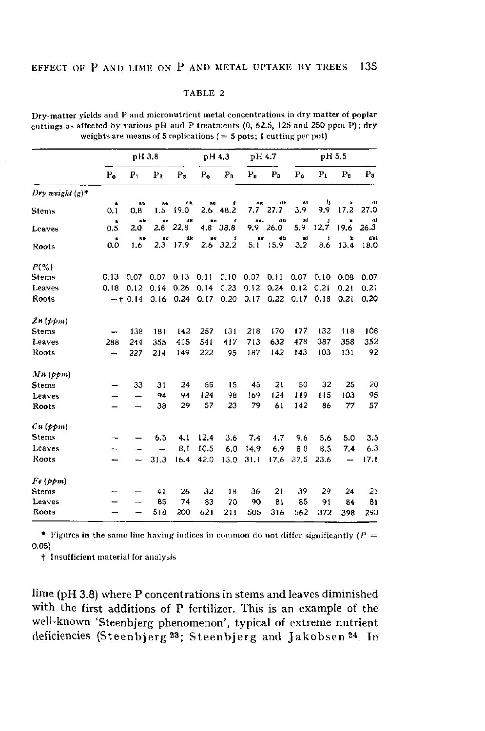TABLE 2

Dry-matter yields and P and micronutrient metal concentrations in dry matter of poplar cuttings as affected by various pH and P treatments (0, 62.5, 125 and 250 ppm P); dry weights are means of 5 replications (= 5 pots; 1 cutting per pot)

| | pH 3.8 | | | | pH 4.3 | | pH 4.7 | | pH 5.5 | | | |
|---|---|---|---|---|---|---|---|---|---|---|---|---|
| | $P_0$ | $P_1$ | $P_2$ | $P_3$ | $P_0$ | $P_3$ | $P_0$ | $P_3$ | $P_0$ | $P_1$ | $P_2$ | $P_3$ |
| *Dry weight (g)\** | | | | | | | | | | | | |
| Stems | 0.1 [a] | 0.8 [ab] | 1.5 [ae] | 19.0 [dk] | 2.6 [ae] | 48.2 [f] | 7.7 [ag] | 27.7 [dh] | 3.9 [al] | 9.9 [ij] | 17.2 [k] | 27.0 [dl] |
| Leaves | 0.5 [a] | 2.0 [ab] | 2.8 [ae] | 22.8 [dk] | 4.8 [ae] | 38.8 [f] | 9.9 [egi] | 26.0 [dh] | 5.9 [al] | 12.7 [j] | 19.6 [k] | 26.3 [dl] |
| Roots | 0.0 [a] | 1.6 [ab] | 2.3 [ae] | 17.9 [dk] | 2.6 [ae] | 32.2 [f] | 5.1 [ag] | 15.9 [dh] | 3.2 [al] | 8.6 [j] | 13.4 [k] | 18.0 [dkl] |
| *P(%)* | | | | | | | | | | | | |
| Stems | 0.13 | 0.07 | 0.07 | 0.13 | 0.11 | 0.10 | 0.07 | 0.11 | 0.07 | 0.10 | 0.08 | 0.07 |
| Leaves | 0.18 | 0.12 | 0.14 | 0.26 | 0.14 | 0.23 | 0.12 | 0.24 | 0.12 | 0.21 | 0.21 | 0.21 |
| Roots | –† | 0.14 | 0.16 | 0.24 | 0.17 | 0.20 | 0.17 | 0.22 | 0.17 | 0.18 | 0.21 | 0.20 |
| *Zn (ppm)* | | | | | | | | | | | | |
| Stems | – | 138 | 181 | 142 | 257 | 131 | 218 | 170 | 177 | 132 | 118 | 108 |
| Leaves | 288 | 244 | 355 | 415 | 541 | 417 | 713 | 632 | 478 | 387 | 358 | 352 |
| Roots | – | 227 | 214 | 149 | 222 | 95 | 187 | 142 | 143 | 103 | 131 | 92 |
| *Mn (ppm)* | | | | | | | | | | | | |
| Stems | – | 33 | 31 | 24 | 55 | 15 | 45 | 21 | 50 | 32 | 25 | 20 |
| Leaves | – | – | 94 | 94 | 124 | 98 | 169 | 124 | 119 | 115 | 103 | 95 |
| Roots | – | – | 38 | 29 | 57 | 23 | 79 | 61 | 142 | 86 | 77 | 57 |
| *Cu (ppm)* | | | | | | | | | | | | |
| Stems | – | – | 6.5 | 4.1 | 12.4 | 3.6 | 7.4 | 4.7 | 9.6 | 5.6 | 5.0 | 3.5 |
| Leaves | – | – | – | 8.1 | 10.5 | 6.0 | 14.9 | 6.9 | 8.8 | 8.5 | 7.4 | 6.3 |
| Roots | – | – | 31.3 | 16.4 | 42.0 | 13.0 | 31.1 | 17.6 | 37.5 | 23.6 | – | 17.1 |
| *Fe (ppm)* | | | | | | | | | | | | |
| Stems | – | – | 41 | 26 | 32 | 18 | 36 | 21 | 39 | 29 | 24 | 21 |
| Leaves | – | – | 85 | 74 | 83 | 70 | 90 | 81 | 85 | 91 | 84 | 81 |
| Roots | – | – | 518 | 200 | 621 | 211 | 505 | 316 | 562 | 372 | 398 | 293 |

\* Figures in the same line having indices in common do not differ significantly ($P = 0.05$)

† Insufficient material for analysis

lime (pH 3.8) where P concentrations in stems and leaves diminished with the first additions of P fertilizer. This is an example of the well-known 'Steenbjerg phenomenon', typical of extreme nutrient deficiencies (Steenbjerg [23]; Steenbjerg and Jakobsen [24]. In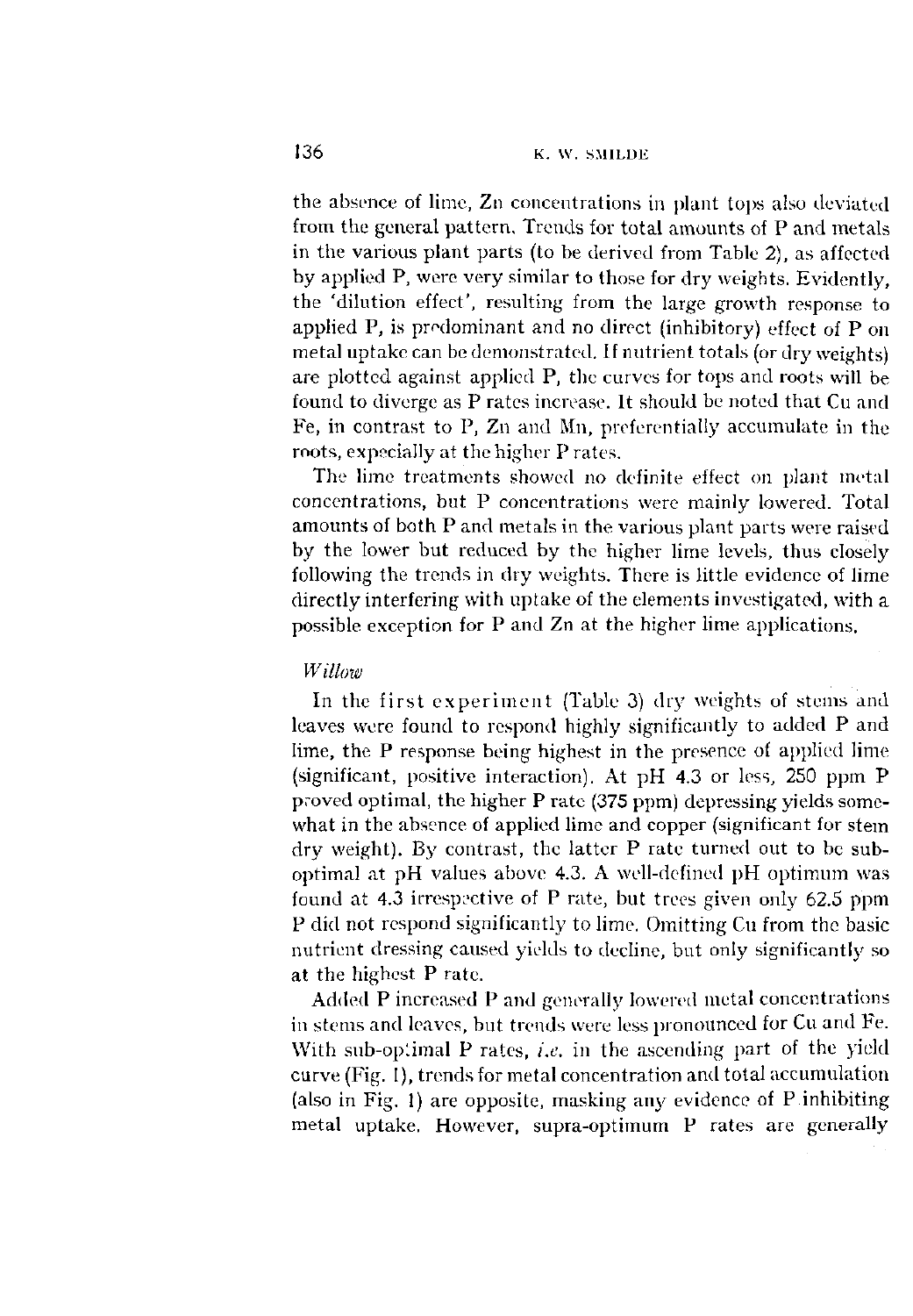the absence of lime, Zn concentrations in plant tops also deviated from the general pattern. Trends for total amounts of P and metals in the various plant parts (to be derived from Table 2), as affected by applied P, were very similar to those for dry weights. Evidently, the 'dilution effect', resulting from the large growth response to applied P, is predominant and no direct (inhibitory) effect of P on metal uptake can be demonstrated. If nutrient totals (or dry weights) are plotted against applied P, the curves for tops and roots will be found to diverge as P rates increase. It should be noted that Cu and Fe, in contrast to P, Zn and Mn, preferentially accumulate in the roots, especially at the higher P rates.

The lime treatments showed no definite effect on plant metal concentrations, but P concentrations were mainly lowered. Total amounts of both P and metals in the various plant parts were raised by the lower but reduced by the higher lime levels, thus closely following the trends in dry weights. There is little evidence of lime directly interfering with uptake of the elements investigated, with a possible exception for P and Zn at the higher lime applications.

### *Willow*

In the first experiment (Table 3) dry weights of stems and leaves were found to respond highly significantly to added P and lime, the P response being highest in the presence of applied lime (significant, positive interaction). At pH 4.3 or less, 250 ppm P proved optimal, the higher P rate (375 ppm) depressing yields somewhat in the absence of applied lime and copper (significant for stem dry weight). By contrast, the latter P rate turned out to be sub-optimal at pH values above 4.3. A well-defined pH optimum was found at 4.3 irrespective of P rate, but trees given only 62.5 ppm P did not respond significantly to lime. Omitting Cu from the basic nutrient dressing caused yields to decline, but only significantly so at the highest P rate.

Added P increased P and generally lowered metal concentrations in stems and leaves, but trends were less pronounced for Cu and Fe. With sub-optimal P rates, *i.e.* in the ascending part of the yield curve (Fig. 1), trends for metal concentration and total accumulation (also in Fig. 1) are opposite, masking any evidence of P inhibiting metal uptake. However, supra-optimum P rates are generally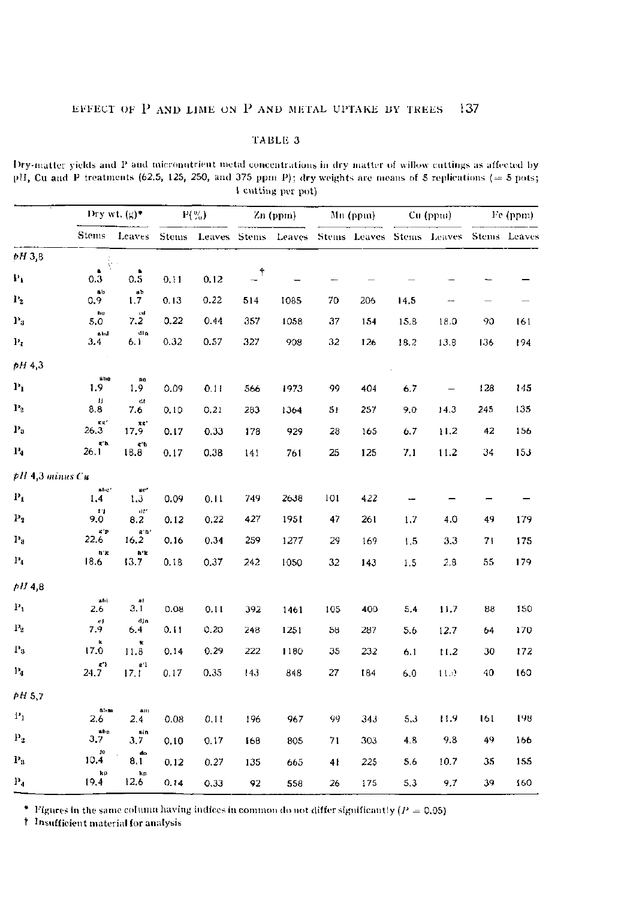TABLE 3

Dry-matter yields and P and micronutrient metal concentrations in dry matter of willow cuttings as affected by pH, Cu and P treatments (62.5, 125, 250, and 375 ppm P); dry weights are means of 5 replications (= 5 pots; 1 cutting per pot)

| | Dry wt. (g)* | | P(%) | | Zn (ppm) | | Mn (ppm) | | Cu (ppm) | | Fe (ppm) | |
|---|---|---|---|---|---|---|---|---|---|---|---|---|
| | Stems | Leaves | Stems | Leaves | Stems | Leaves | Stems | Leaves | Stems | Leaves | Stems | Leaves |
| *pH 3,8* | | | | | | | | | | | | |
| $P_1$ | 0.3 [a] | 0.5 [a] | 0.11 | 0.12 | –† | – | – | – | – | – | – | – |
| $P_2$ | 0.9 [ab] | 1.7 [ab] | 0.13 | 0.22 | 514 | 1085 | 70 | 206 | 14.5 | – | – | – |
| $P_3$ | 5.0 [bc] | 7.2 [cd] | 0.22 | 0.44 | 357 | 1058 | 37 | 154 | 15.8 | 18.0 | 90 | 161 |
| $P_4$ | 3.4 [abd] | 6.1 [din] | 0.32 | 0.57 | 327 | 908 | 32 | 126 | 18.2 | 13.8 | 136 | 194 |
| *pH 4,3* | | | | | | | | | | | | |
| $P_1$ | 1.9 [abe] | 1.9 [ae] | 0.09 | 0.11 | 566 | 1973 | 99 | 404 | 6.7 | – | 128 | 145 |
| $P_2$ | 8.8 [fj] | 7.6 [cf] | 0.10 | 0.21 | 283 | 1364 | 51 | 257 | 9.0 | 14.3 | 245 | 135 |
| $P_3$ | 26.3 [gg'] | 17.9 [gg'] | 0.17 | 0.33 | 178 | 929 | 28 | 165 | 6.7 | 11.2 | 42 | 156 |
| $P_4$ | 26.1 [g'h] | 18.8 [g'h] | 0.17 | 0.38 | 141 | 761 | 25 | 125 | 7.1 | 11.2 | 34 | 153 |
| *pH 4,3 minus Cu* | | | | | | | | | | | | |
| $P_1$ | 1.4 [abe'] | 1.3 [ae'] | 0.09 | 0.11 | 749 | 2638 | 101 | 422 | – | – | – | – |
| $P_2$ | 9.0 [f'j] | 8.2 [df'] | 0.12 | 0.22 | 427 | 1951 | 47 | 261 | 1.7 | 4.0 | 49 | 179 |
| $P_3$ | 22.6 [g'p] | 16.2 [g'h'] | 0.16 | 0.34 | 259 | 1277 | 29 | 169 | 1.5 | 3.3 | 71 | 175 |
| $P_4$ | 18.6 [h'k] | 13.7 [h'k] | 0.18 | 0.37 | 242 | 1050 | 32 | 143 | 1.5 | 2.8 | 55 | 179 |
| *pH 4,8* | | | | | | | | | | | | |
| $P_1$ | 2.6 [abi] | 3.1 [ai] | 0.08 | 0.11 | 392 | 1461 | 105 | 400 | 5.4 | 11.7 | 88 | 150 |
| $P_2$ | 7.9 [cj] | 6.4 [djn] | 0.11 | 0.20 | 248 | 1251 | 58 | 287 | 5.6 | 12.7 | 64 | 170 |
| $P_3$ | 17.0 [k] | 11.8 [k] | 0.14 | 0.29 | 222 | 1180 | 35 | 232 | 6.1 | 11.2 | 30 | 172 |
| $P_4$ | 24.7 [g'l] | 17.1 [g'l] | 0.17 | 0.35 | 143 | 848 | 27 | 184 | 6.0 | 11.0 | 40 | 160 |
| *pH 5,7* | | | | | | | | | | | | |
| $P_1$ | 2.6 [abm] | 2.4 [am] | 0.08 | 0.11 | 196 | 967 | 99 | 343 | 5.3 | 11.9 | 161 | 198 |
| $P_2$ | 3.7 [abn] | 3.7 [ain] | 0.10 | 0.17 | 168 | 805 | 71 | 303 | 4.8 | 9.8 | 49 | 166 |
| $P_3$ | 10.4 [jo] | 8.1 [do] | 0.12 | 0.27 | 135 | 665 | 41 | 225 | 5.6 | 10.7 | 35 | 155 |
| $P_4$ | 19.4 [kp] | 12.6 [kp] | 0.14 | 0.33 | 92 | 558 | 26 | 175 | 5.3 | 9.7 | 39 | 160 |

\* Figures in the same column having indices in common do not differ significantly ($P = 0.05$)

† Insufficient material for analysis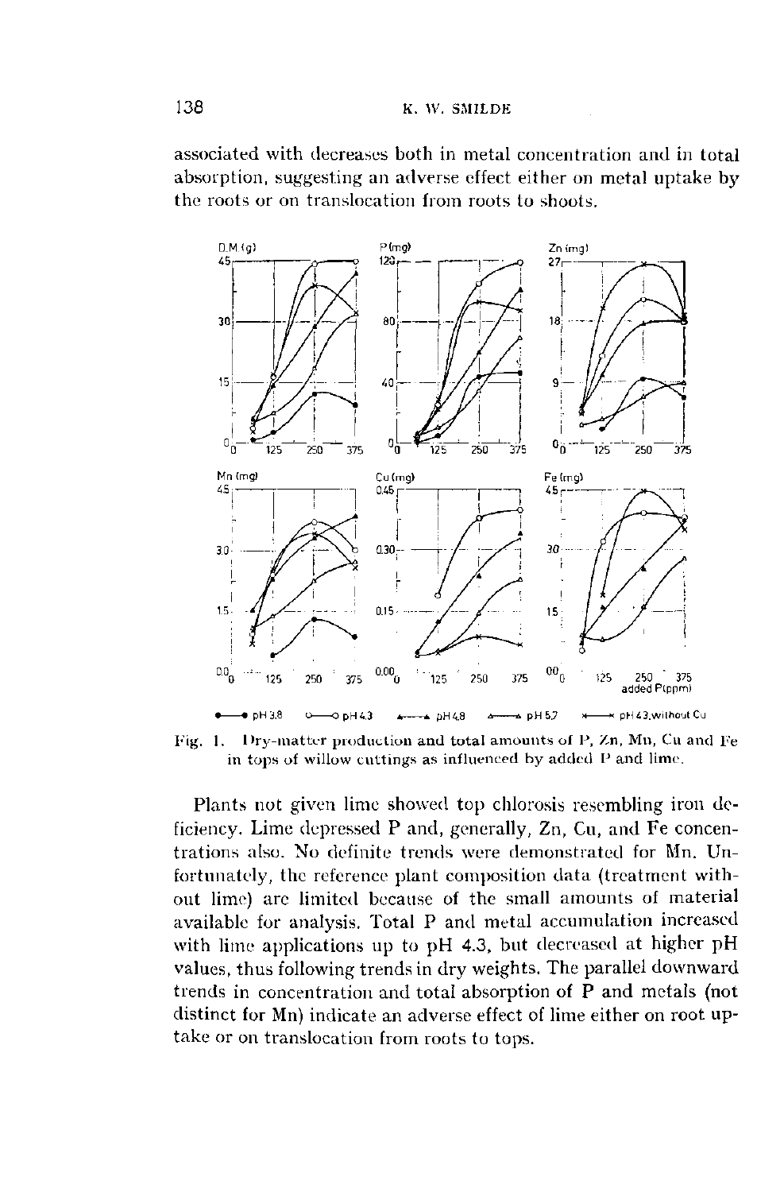associated with decreases both in metal concentration and in total absorption, suggesting an adverse effect either on metal uptake by the roots or on translocation from roots to shoots.

Fig. 1. Dry-matter production and total amounts of P, Zn, Mn, Cu and Fe in tops of willow cuttings as influenced by added P and lime.

Plants not given lime showed top chlorosis resembling iron deficiency. Lime depressed P and, generally, Zn, Cu, and Fe concentrations also. No definite trends were demonstrated for Mn. Unfortunately, the reference plant composition data (treatment without lime) are limited because of the small amounts of material available for analysis. Total P and metal accumulation increased with lime applications up to pH 4.3, but decreased at higher pH values, thus following trends in dry weights. The parallel downward trends in concentration and total absorption of P and metals (not distinct for Mn) indicate an adverse effect of lime either on root uptake or on translocation from roots to tops.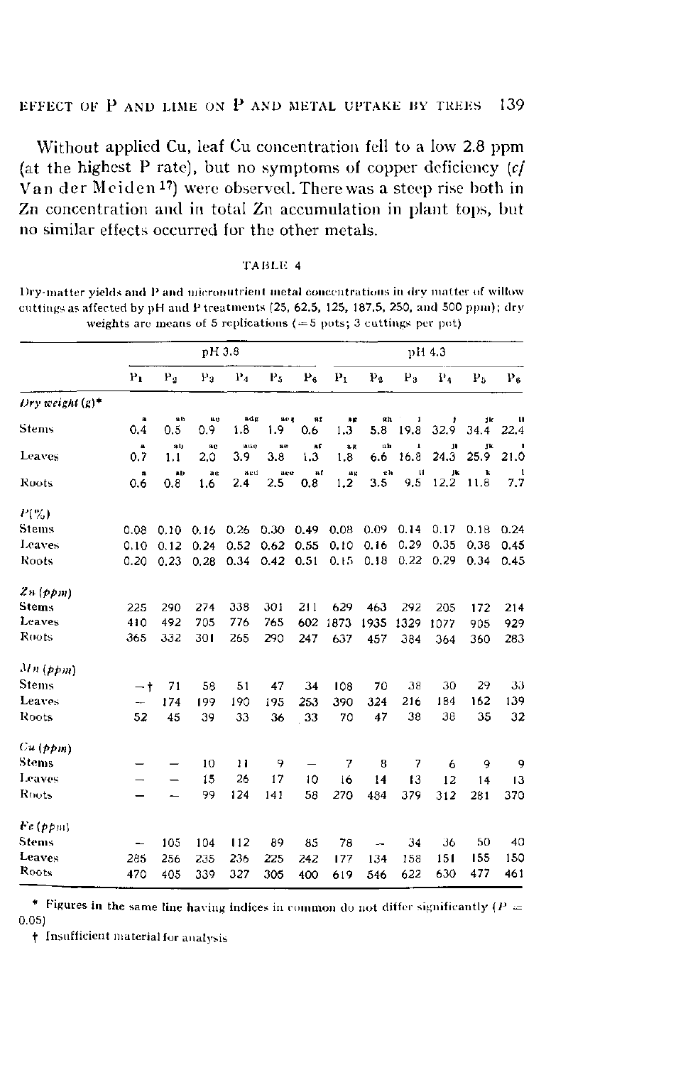Without applied Cu, leaf Cu concentration fell to a low 2.8 ppm (at the highest P rate), but no symptoms of copper deficiency (*cf* Van der Meiden[17]) were observed. There was a steep rise both in Zn concentration and in total Zn accumulation in plant tops, but no similar effects occurred for the other metals.

TABLE 4

Dry-matter yields and P and micronutrient metal concentrations in dry matter of willow cuttings as affected by pH and P treatments (25, 62.5, 125, 187.5, 250, and 500 ppm); dry weights are means of 5 replications (= 5 pots; 3 cuttings per pot)

| | pH 3.8 | | | | | | pH 4.3 | | | | | |
|---|---|---|---|---|---|---|---|---|---|---|---|---|
| | $P_1$ | $P_2$ | $P_3$ | $P_4$ | $P_5$ | $P_6$ | $P_1$ | $P_2$ | $P_3$ | $P_4$ | $P_5$ | $P_6$ |
| *Dry weight (g)** | | | | | | | | | | | | |
| Stems | a 0.4 | ab 0.5 | ae 0.9 | adg 1.8 | aeg 1.9 | af 0.6 | ag 1.3 | gh 5.8 | i 19.8 | j 32.9 | jk 34.4 | l 22.4 |
| Leaves | a 0.7 | ab 1.1 | ac 2.0 | adc 3.9 | ae 3.8 | af 1.3 | ag 1.8 | ah 6.6 | i 16.8 | ji 24.3 | jk 25.9 | l 21.0 |
| Roots | a 0.6 | ab 0.8 | ac 1.6 | acd 2.4 | ace 2.5 | af 0.8 | ag 1.2 | eh 3.5 | ii 9.5 | jk 12.2 | k 11.8 | l 7.7 |
| *P(%)* | | | | | | | | | | | | |
| Stems | 0.08 | 0.10 | 0.16 | 0.26 | 0.30 | 0.49 | 0.08 | 0.09 | 0.14 | 0.17 | 0.18 | 0.24 |
| Leaves | 0.10 | 0.12 | 0.24 | 0.52 | 0.62 | 0.55 | 0.10 | 0.16 | 0.29 | 0.35 | 0.38 | 0.45 |
| Roots | 0.20 | 0.23 | 0.28 | 0.34 | 0.42 | 0.51 | 0.15 | 0.18 | 0.22 | 0.29 | 0.34 | 0.45 |
| *Zn (ppm)* | | | | | | | | | | | | |
| Stems | 225 | 290 | 274 | 338 | 301 | 211 | 629 | 463 | 292 | 205 | 172 | 214 |
| Leaves | 410 | 492 | 705 | 776 | 765 | 602 | 1873 | 1935 | 1329 | 1077 | 905 | 929 |
| Roots | 365 | 332 | 301 | 265 | 290 | 247 | 637 | 457 | 384 | 364 | 360 | 283 |
| *Mn (ppm)* | | | | | | | | | | | | |
| Stems | –† | 71 | 58 | 51 | 47 | 34 | 108 | 70 | 38 | 30 | 29 | 33 |
| Leaves | – | 174 | 199 | 190 | 195 | 253 | 390 | 324 | 216 | 184 | 162 | 139 |
| Roots | 52 | 45 | 39 | 33 | 36 | 33 | 70 | 47 | 38 | 38 | 35 | 32 |
| *Cu (ppm)* | | | | | | | | | | | | |
| Stems | – | – | 10 | 11 | 9 | – | 7 | 8 | 7 | 6 | 9 | 9 |
| Leaves | – | – | 15 | 26 | 17 | 10 | 16 | 14 | 13 | 12 | 14 | 13 |
| Roots | – | – | 99 | 124 | 141 | 58 | 270 | 484 | 379 | 312 | 281 | 370 |
| *Fe (ppm)* | | | | | | | | | | | | |
| Stems | – | 105 | 104 | 112 | 89 | 85 | 78 | – | 34 | 36 | 50 | 40 |
| Leaves | 285 | 256 | 235 | 236 | 225 | 242 | 177 | 134 | 158 | 151 | 155 | 150 |
| Roots | 470 | 405 | 339 | 327 | 305 | 400 | 619 | 546 | 622 | 630 | 477 | 461 |

\* Figures in the same line having indices in common do not differ significantly ($P = 0.05$)

† Insufficient material for analysis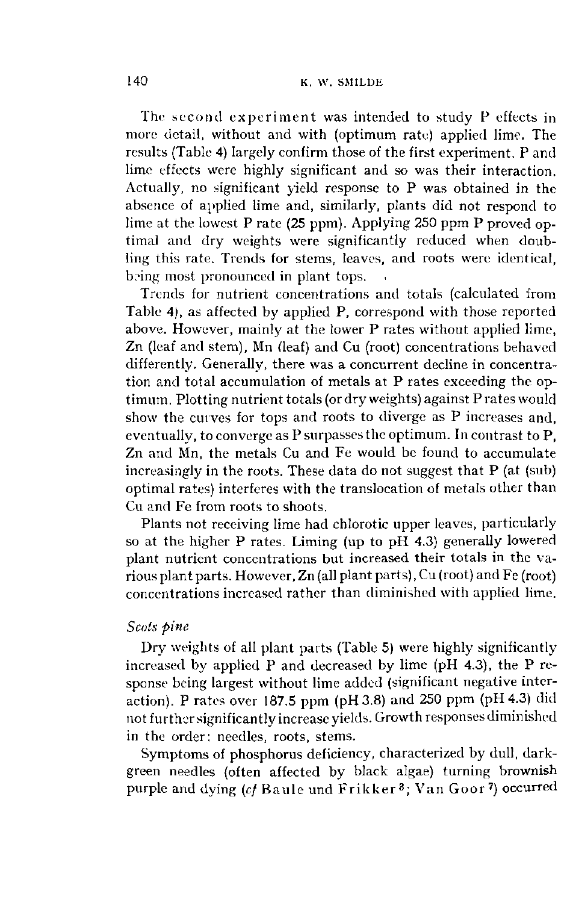The second experiment was intended to study P effects in more detail, without and with (optimum rate) applied lime. The results (Table 4) largely confirm those of the first experiment. P and lime effects were highly significant and so was their interaction. Actually, no significant yield response to P was obtained in the absence of applied lime and, similarly, plants did not respond to lime at the lowest P rate (25 ppm). Applying 250 ppm P proved optimal and dry weights were significantly reduced when doubling this rate. Trends for stems, leaves, and roots were identical, being most pronounced in plant tops.

Trends for nutrient concentrations and totals (calculated from Table 4), as affected by applied P, correspond with those reported above. However, mainly at the lower P rates without applied lime, Zn (leaf and stem), Mn (leaf) and Cu (root) concentrations behaved differently. Generally, there was a concurrent decline in concentration and total accumulation of metals at P rates exceeding the optimum. Plotting nutrient totals (or dry weights) against P rates would show the curves for tops and roots to diverge as P increases and, eventually, to converge as P surpasses the optimum. In contrast to P, Zn and Mn, the metals Cu and Fe would be found to accumulate increasingly in the roots. These data do not suggest that P (at (sub) optimal rates) interferes with the translocation of metals other than Cu and Fe from roots to shoots.

Plants not receiving lime had chlorotic upper leaves, particularly so at the higher P rates. Liming (up to pH 4.3) generally lowered plant nutrient concentrations but increased their totals in the various plant parts. However, Zn (all plant parts), Cu (root) and Fe (root) concentrations increased rather than diminished with applied lime.

*Scots pine*

Dry weights of all plant parts (Table 5) were highly significantly increased by applied P and decreased by lime (pH 4.3), the P response being largest without lime added (significant negative interaction). P rates over 187.5 ppm (pH 3.8) and 250 ppm (pH 4.3) did not further significantly increase yields. Growth responses diminished in the order: needles, roots, stems.

Symptoms of phosphorus deficiency, characterized by dull, dark-green needles (often affected by black algae) turning brownish purple and dying (*cf* Baule und Frikker [3]; Van Goor [7]) occurred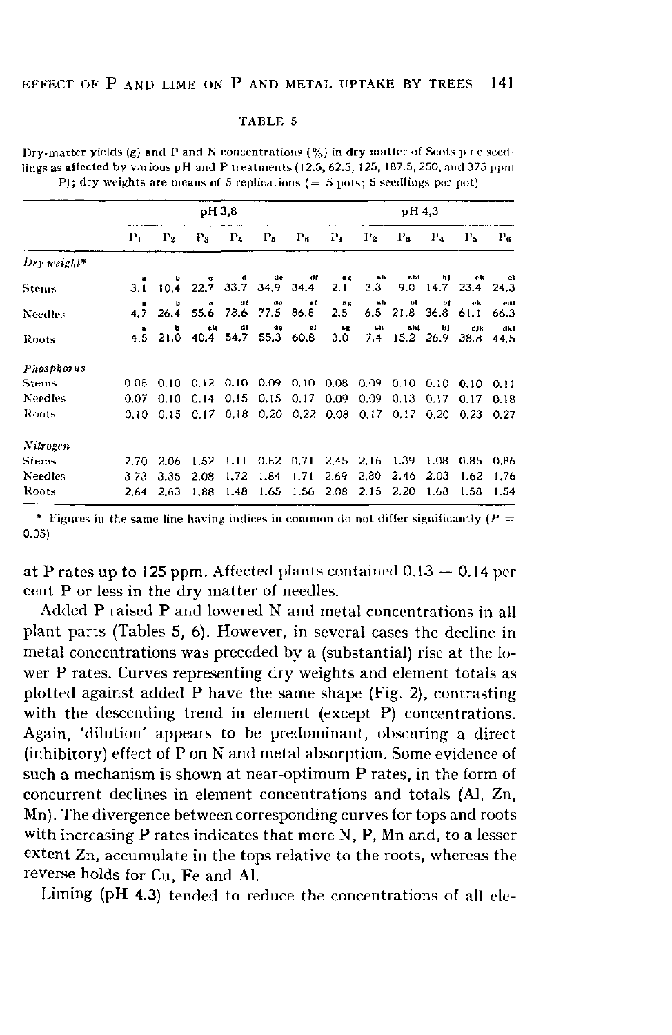TABLE 5

Dry-matter yields (g) and P and N concentrations (%) in dry matter of Scots pine seedlings as affected by various pH and P treatments (12.5, 62.5, 125, 187.5, 250, and 375 ppm P); dry weights are means of 5 replications (= 5 pots; 5 seedlings per pot)

| | pH 3,8 | | | | | | pH 4,3 | | | | | |
|---|---|---|---|---|---|---|---|---|---|---|---|---|
| | $P_1$ | $P_2$ | $P_3$ | $P_4$ | $P_5$ | $P_6$ | $P_1$ | $P_2$ | $P_3$ | $P_4$ | $P_5$ | $P_6$ |
| *Dry weight\** | | | | | | | | | | | | |
| Stems | 3.1 [a] | 10.4 [b] | 22.7 [c] | 33.7 [d] | 34.9 [de] | 34.4 [df] | 2.1 [ag] | 3.3 [ah] | 9.0 [abi] | 14.7 [bj] | 23.4 [ck] | 24.3 [cl] |
| Needles | 4.7 [a] | 26.4 [b] | 55.6 [c] | 78.6 [df] | 77.5 [de] | 86.8 [ef] | 2.5 [ag] | 6.5 [ah] | 21.8 [bi] | 36.8 [bj] | 61.1 [ck] | 66.3 [cdl] |
| Roots | 4.5 [a] | 21.0 [b] | 40.4 [ck] | 54.7 [dl] | 55.3 [de] | 60.8 [ef] | 3.0 [ag] | 7.4 [ah] | 15.2 [abi] | 26.9 [bj] | 38.8 [cjk] | 44.5 [dkl] |
| *Phosphorus* | | | | | | | | | | | | |
| Stems | 0.08 | 0.10 | 0.12 | 0.10 | 0.09 | 0.10 | 0.08 | 0.09 | 0.10 | 0.10 | 0.10 | 0.11 |
| Needles | 0.07 | 0.10 | 0.14 | 0.15 | 0.15 | 0.17 | 0.09 | 0.09 | 0.13 | 0.17 | 0.17 | 0.18 |
| Roots | 0.10 | 0.15 | 0.17 | 0.18 | 0.20 | 0.22 | 0.08 | 0.17 | 0.17 | 0.20 | 0.23 | 0.27 |
| *Nitrogen* | | | | | | | | | | | | |
| Stems | 2.70 | 2.06 | 1.52 | 1.11 | 0.82 | 0.71 | 2.45 | 2.16 | 1.39 | 1.08 | 0.85 | 0.86 |
| Needles | 3.73 | 3.35 | 2.08 | 1.72 | 1.84 | 1.71 | 2.69 | 2.80 | 2.46 | 2.03 | 1.62 | 1.76 |
| Roots | 2.64 | 2.63 | 1.88 | 1.48 | 1.65 | 1.56 | 2.08 | 2.15 | 2.20 | 1.68 | 1.58 | 1.54 |

\* Figures in the same line having indices in common do not differ significantly ($P$ = 0.05)

at P rates up to 125 ppm. Affected plants contained 0.13 — 0.14 per cent P or less in the dry matter of needles.

Added P raised P and lowered N and metal concentrations in all plant parts (Tables 5, 6). However, in several cases the decline in metal concentrations was preceded by a (substantial) rise at the lower P rates. Curves representing dry weights and element totals as plotted against added P have the same shape (Fig. 2), contrasting with the descending trend in element (except P) concentrations. Again, 'dilution' appears to be predominant, obscuring a direct (inhibitory) effect of P on N and metal absorption. Some evidence of such a mechanism is shown at near-optimum P rates, in the form of concurrent declines in element concentrations and totals (Al, Zn, Mn). The divergence between corresponding curves for tops and roots with increasing P rates indicates that more N, P, Mn and, to a lesser extent Zn, accumulate in the tops relative to the roots, whereas the reverse holds for Cu, Fe and Al.

Liming (pH 4.3) tended to reduce the concentrations of all ele-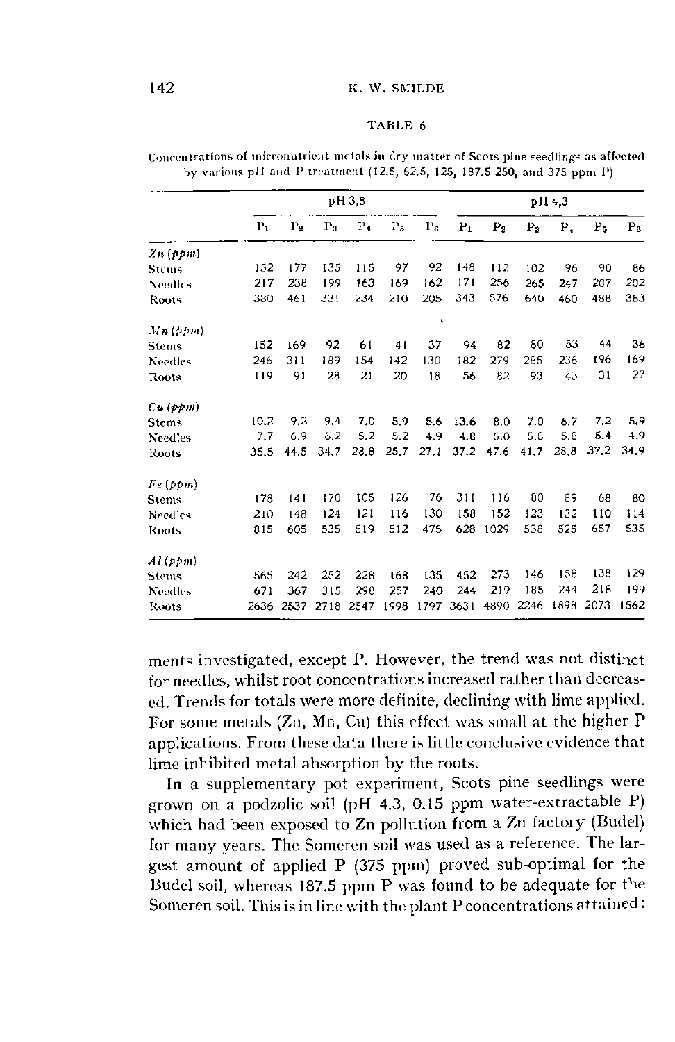TABLE 6

Concentrations of micronutrient metals in dry matter of Scots pine seedlings as affected by various pH and P treatment (12.5, 62.5, 125, 187.5 250, and 375 ppm P)

| | pH 3,8 | | | | | | pH 4,3 | | | | | |
|---|---|---|---|---|---|---|---|---|---|---|---|---|
| | $P_1$ | $P_2$ | $P_3$ | $P_4$ | $P_5$ | $P_6$ | $P_1$ | $P_2$ | $P_3$ | $P_4$ | $P_5$ | $P_6$ |
| *Zn (ppm)* | | | | | | | | | | | | |
| Stems | 152 | 177 | 135 | 115 | 97 | 92 | 148 | 112 | 102 | 96 | 90 | 86 |
| Needles | 217 | 238 | 199 | 163 | 169 | 162 | 171 | 256 | 265 | 247 | 207 | 202 |
| Roots | 380 | 461 | 331 | 234 | 210 | 205 | 343 | 576 | 640 | 460 | 488 | 363 |
| *Mn (ppm)* | | | | | | | | | | | | |
| Stems | 152 | 169 | 92 | 61 | 41 | 37 | 94 | 82 | 80 | 53 | 44 | 36 |
| Needles | 246 | 311 | 189 | 154 | 142 | 130 | 182 | 279 | 285 | 236 | 196 | 169 |
| Roots | 119 | 91 | 28 | 21 | 20 | 18 | 56 | 82 | 93 | 43 | 31 | 27 |
| *Cu (ppm)* | | | | | | | | | | | | |
| Stems | 10.2 | 9.2 | 9.4 | 7.0 | 5.9 | 5.6 | 13.6 | 8.0 | 7.0 | 6.7 | 7.2 | 5.9 |
| Needles | 7.7 | 6.9 | 6.2 | 5.2 | 5.2 | 4.9 | 4.8 | 5.0 | 5.8 | 5.8 | 5.4 | 4.9 |
| Roots | 35.5 | 44.5 | 34.7 | 28.8 | 25.7 | 27.1 | 37.2 | 47.6 | 41.7 | 28.8 | 37.2 | 34.9 |
| *Fe (ppm)* | | | | | | | | | | | | |
| Stems | 178 | 141 | 170 | 105 | 126 | 76 | 311 | 116 | 80 | 89 | 68 | 80 |
| Needles | 210 | 148 | 124 | 121 | 116 | 130 | 158 | 152 | 123 | 132 | 110 | 114 |
| Roots | 815 | 605 | 535 | 519 | 512 | 475 | 628 | 1029 | 538 | 525 | 657 | 535 |
| *Al (ppm)* | | | | | | | | | | | | |
| Stems | 565 | 242 | 252 | 228 | 168 | 135 | 452 | 273 | 146 | 158 | 138 | 129 |
| Needles | 671 | 367 | 315 | 298 | 257 | 240 | 244 | 219 | 185 | 244 | 218 | 199 |
| Roots | 2636 | 2537 | 2718 | 2547 | 1998 | 1797 | 3631 | 4890 | 2246 | 1898 | 2073 | 1562 |

ments investigated, except P. However, the trend was not distinct for needles, whilst root concentrations increased rather than decreased. Trends for totals were more definite, declining with lime applied. For some metals (Zn, Mn, Cu) this effect was small at the higher P applications. From these data there is little conclusive evidence that lime inhibited metal absorption by the roots.

In a supplementary pot experiment, Scots pine seedlings were grown on a podzolic soil (pH 4.3, 0.15 ppm water-extractable P) which had been exposed to Zn pollution from a Zn factory (Budel) for many years. The Someren soil was used as a reference. The largest amount of applied P (375 ppm) proved sub-optimal for the Budel soil, whereas 187.5 ppm P was found to be adequate for the Someren soil. This is in line with the plant P concentrations attained: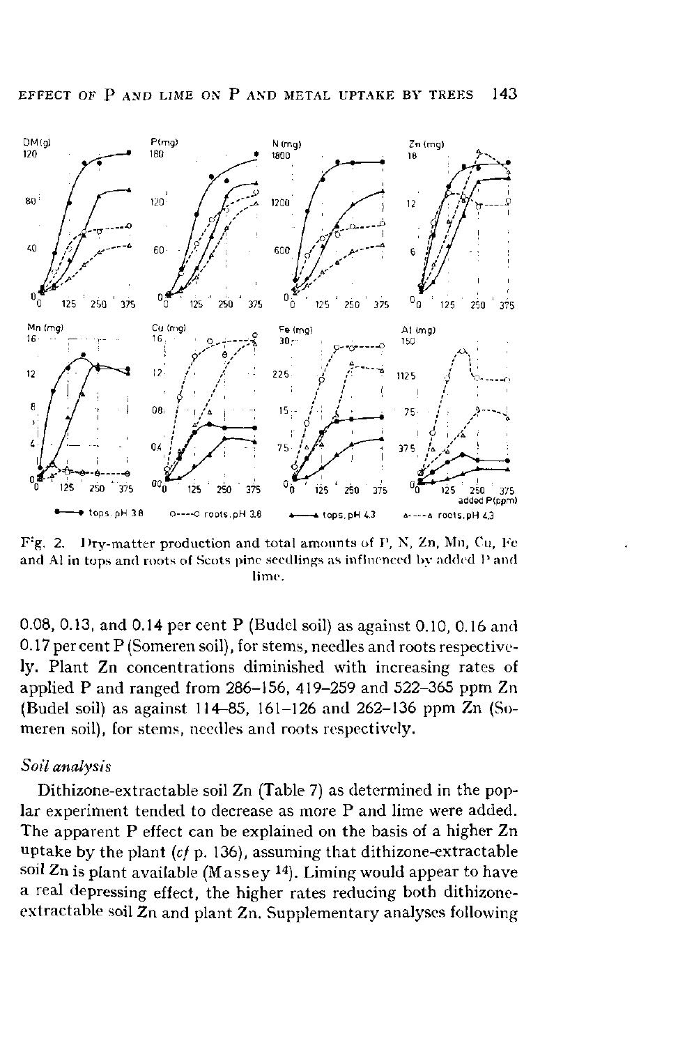Fig. 2. Dry-matter production and total amounts of P, N, Zn, Mn, Cu, Fe and Al in tops and roots of Scots pine seedlings as influenced by added P and lime.

0.08, 0.13, and 0.14 per cent P (Budel soil) as against 0.10, 0.16 and 0.17 per cent P (Someren soil), for stems, needles and roots respectively. Plant Zn concentrations diminished with increasing rates of applied P and ranged from 286–156, 419–259 and 522–365 ppm Zn (Budel soil) as against 114–85, 161–126 and 262–136 ppm Zn (Someren soil), for stems, needles and roots respectively.

### *Soil analysis*

Dithizone-extractable soil Zn (Table 7) as determined in the poplar experiment tended to decrease as more P and lime were added. The apparent P effect can be explained on the basis of a higher Zn uptake by the plant (*cf* p. 136), assuming that dithizone-extractable soil Zn is plant available (Massey [14]). Liming would appear to have a real depressing effect, the higher rates reducing both dithizone-extractable soil Zn and plant Zn. Supplementary analyses following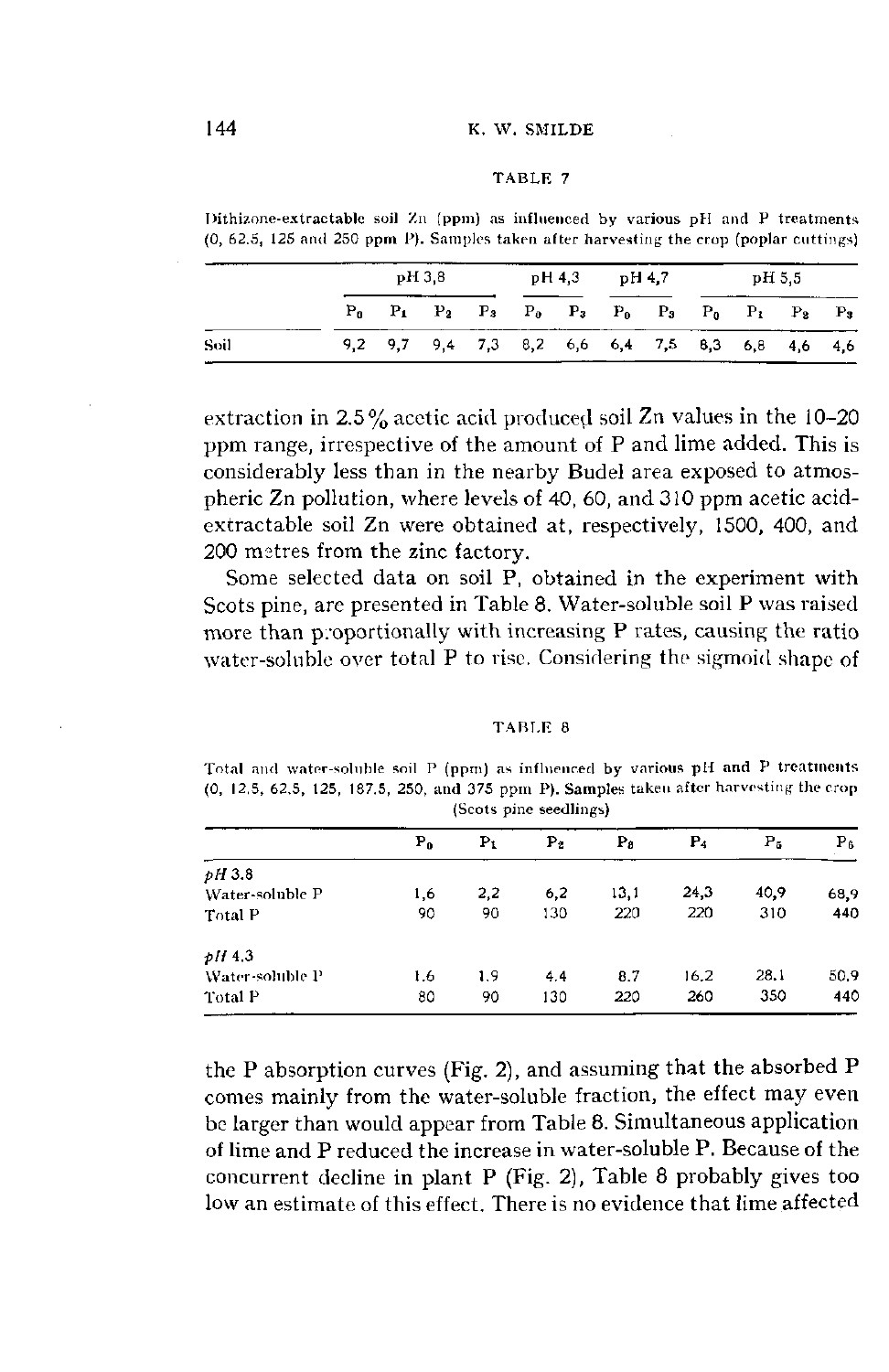TABLE 7

Dithizone-extractable soil Zn (ppm) as influenced by various pH and P treatments (0, 62.5, 125 and 250 ppm P). Samples taken after harvesting the crop (poplar cuttings)

| | pH 3,8 | | | | pH 4,3 | | pH 4,7 | | pH 5,5 | | | |
|---|---|---|---|---|---|---|---|---|---|---|---|---|
| | $P_0$ | $P_1$ | $P_2$ | $P_3$ | $P_0$ | $P_3$ | $P_0$ | $P_3$ | $P_0$ | $P_1$ | $P_2$ | $P_3$ |
| Soil | 9,2 | 9,7 | 9,4 | 7,3 | 8,2 | 6,6 | 6,4 | 7,5 | 8,3 | 6,8 | 4,6 | 4,6 |

extraction in 2.5% acetic acid produced soil Zn values in the 10–20 ppm range, irrespective of the amount of P and lime added. This is considerably less than in the nearby Budel area exposed to atmospheric Zn pollution, where levels of 40, 60, and 310 ppm acetic acid-extractable soil Zn were obtained at, respectively, 1500, 400, and 200 metres from the zinc factory.

Some selected data on soil P, obtained in the experiment with Scots pine, are presented in Table 8. Water-soluble soil P was raised more than proportionally with increasing P rates, causing the ratio water-soluble over total P to rise. Considering the sigmoid shape of the P absorption curves (Fig. 2), and assuming that the absorbed P comes mainly from the water-soluble fraction, the effect may even be larger than would appear from Table 8. Simultaneous application of lime and P reduced the increase in water-soluble P. Because of the concurrent decline in plant P (Fig. 2), Table 8 probably gives too low an estimate of this effect. There is no evidence that lime affected

TABLE 8

Total and water-soluble soil P (ppm) as influenced by various pH and P treatments (0, 12.5, 62.5, 125, 187.5, 250, and 375 ppm P). Samples taken after harvesting the crop (Scots pine seedlings)

| | $P_0$ | $P_1$ | $P_2$ | $P_3$ | $P_4$ | $P_5$ | $P_6$ |
|---|---|---|---|---|---|---|---|
| *pH* 3.8 | | | | | | | |
| Water-soluble P | 1,6 | 2,2 | 6,2 | 13,1 | 24,3 | 40,9 | 68,9 |
| Total P | 90 | 90 | 130 | 220 | 220 | 310 | 440 |
| *pH* 4.3 | | | | | | | |
| Water-soluble P | 1.6 | 1.9 | 4.4 | 8.7 | 16.2 | 28.1 | 50.9 |
| Total P | 80 | 90 | 130 | 220 | 260 | 350 | 440 |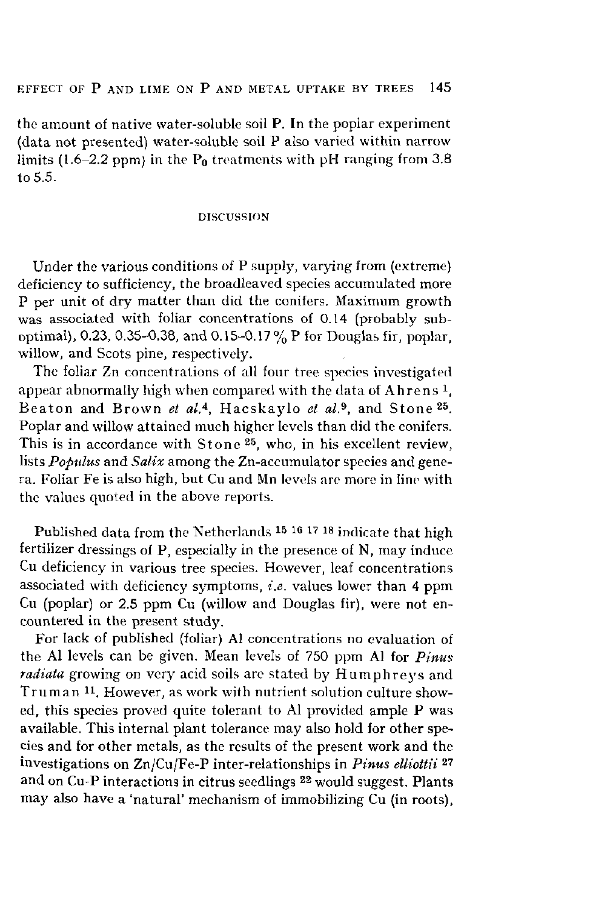the amount of native water-soluble soil P. In the poplar experiment (data not presented) water-soluble soil P also varied within narrow limits (1.6–2.2 ppm) in the $P_0$ treatments with pH ranging from 3.8 to 5.5.

## DISCUSSION

Under the various conditions of P supply, varying from (extreme) deficiency to sufficiency, the broadleaved species accumulated more P per unit of dry matter than did the conifers. Maximum growth was associated with foliar concentrations of 0.14 (probably sub-optimal), 0.23, 0.35–0.38, and 0.15–0.17 % P for Douglas fir, poplar, willow, and Scots pine, respectively.

The foliar Zn concentrations of all four tree species investigated appear abnormally high when compared with the data of Ahrens [1], Beaton and Brown *et al.*[4], Hacskaylo *et al.*[9], and Stone [25]. Poplar and willow attained much higher levels than did the conifers. This is in accordance with Stone [25], who, in his excellent review, lists *Populus* and *Salix* among the Zn-accumulator species and genera. Foliar Fe is also high, but Cu and Mn levels are more in line with the values quoted in the above reports.

Published data from the Netherlands [15 16 17 18] indicate that high fertilizer dressings of P, especially in the presence of N, may induce Cu deficiency in various tree species. However, leaf concentrations associated with deficiency symptoms, *i.e.* values lower than 4 ppm Cu (poplar) or 2.5 ppm Cu (willow and Douglas fir), were not encountered in the present study.

For lack of published (foliar) Al concentrations no evaluation of the Al levels can be given. Mean levels of 750 ppm Al for *Pinus radiata* growing on very acid soils are stated by Humphreys and Truman [11]. However, as work with nutrient solution culture showed, this species proved quite tolerant to Al provided ample P was available. This internal plant tolerance may also hold for other species and for other metals, as the results of the present work and the investigations on Zn/Cu/Fe-P inter-relationships in *Pinus elliottii* [27] and on Cu-P interactions in citrus seedlings [22] would suggest. Plants may also have a 'natural' mechanism of immobilizing Cu (in roots),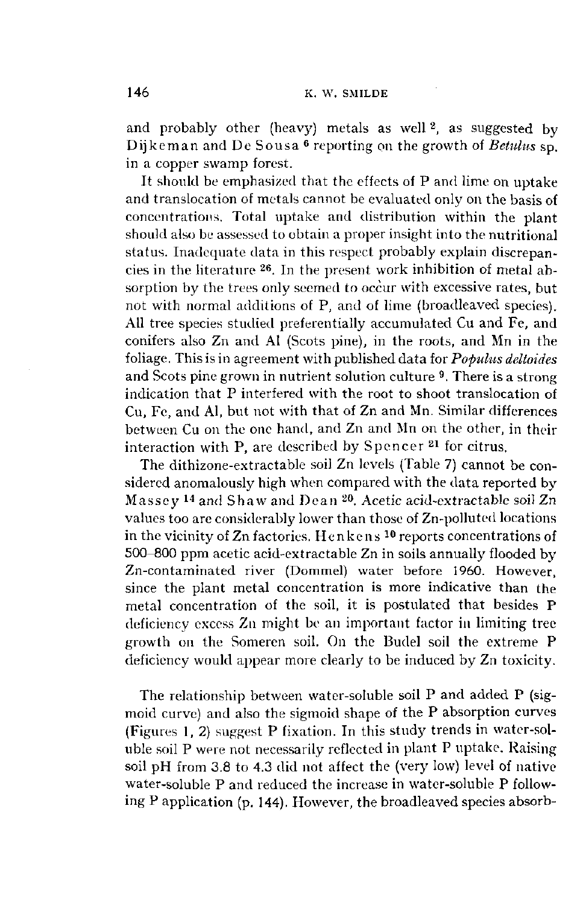and probably other (heavy) metals as well [2], as suggested by Dijkeman and De Sousa [6] reporting on the growth of *Betulus* sp. in a copper swamp forest.

It should be emphasized that the effects of P and lime on uptake and translocation of metals cannot be evaluated only on the basis of concentrations. Total uptake and distribution within the plant should also be assessed to obtain a proper insight into the nutritional status. Inadequate data in this respect probably explain discrepancies in the literature [26]. In the present work inhibition of metal absorption by the trees only seemed to occur with excessive rates, but not with normal additions of P, and of lime (broadleaved species). All tree species studied preferentially accumulated Cu and Fe, and conifers also Zn and Al (Scots pine), in the roots, and Mn in the foliage. This is in agreement with published data for *Populus deltoides* and Scots pine grown in nutrient solution culture [9]. There is a strong indication that P interfered with the root to shoot translocation of Cu, Fe, and Al, but not with that of Zn and Mn. Similar differences between Cu on the one hand, and Zn and Mn on the other, in their interaction with P, are described by Spencer [21] for citrus.

The dithizone-extractable soil Zn levels (Table 7) cannot be considered anomalously high when compared with the data reported by Massey [14] and Shaw and Dean [20]. Acetic acid-extractable soil Zn values too are considerably lower than those of Zn-polluted locations in the vicinity of Zn factories. Henkens [10] reports concentrations of 500–800 ppm acetic acid-extractable Zn in soils annually flooded by Zn-contaminated river (Dommel) water before 1960. However, since the plant metal concentration is more indicative than the metal concentration of the soil, it is postulated that besides P deficiency excess Zn might be an important factor in limiting tree growth on the Someren soil. On the Budel soil the extreme P deficiency would appear more clearly to be induced by Zn toxicity.

The relationship between water-soluble soil P and added P (sigmoid curve) and also the sigmoid shape of the P absorption curves (Figures 1, 2) suggest P fixation. In this study trends in water-soluble soil P were not necessarily reflected in plant P uptake. Raising soil pH from 3.8 to 4.3 did not affect the (very low) level of native water-soluble P and reduced the increase in water-soluble P following P application (p. 144). However, the broadleaved species absorb-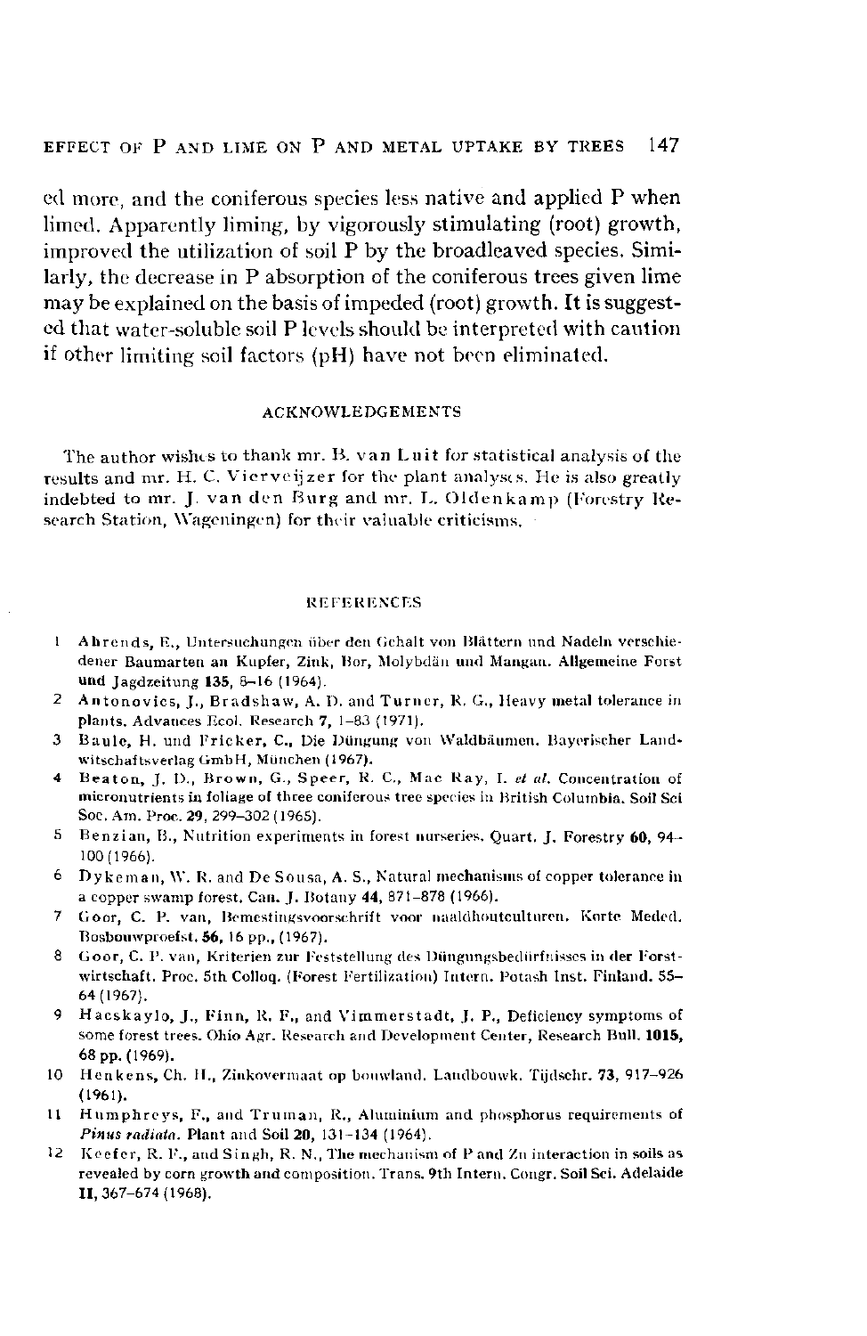ed more, and the coniferous species less native and applied P when limed. Apparently liming, by vigorously stimulating (root) growth, improved the utilization of soil P by the broadleaved species. Similarly, the decrease in P absorption of the coniferous trees given lime may be explained on the basis of impeded (root) growth. It is suggested that water-soluble soil P levels should be interpreted with caution if other limiting soil factors (pH) have not been eliminated.

## ACKNOWLEDGEMENTS

The author wishes to thank mr. B. van Luit for statistical analysis of the results and mr. H. C. Vierveijzer for the plant analyses. He is also greatly indebted to mr. J. van den Burg and mr. L. Oldenkamp (Forestry Research Station, Wageningen) for their valuable criticisms.

## REFERENCES

1. Ahrends, E., Untersuchungen über den Gehalt von Blättern und Nadeln verschiedener Baumarten an Kupfer, Zink, Bor, Molybdän und Mangan. Allgemeine Forst und Jagdzeitung **135**, 8–16 (1964).
2. Antonovics, J., Bradshaw, A. D. and Turner, R. G., Heavy metal tolerance in plants. Advances Ecol. Research **7**, 1–83 (1971).
3. Baule, H. und Fricker, C., Die Düngung von Waldbäumen. Bayerischer Landwitschaftsverlag GmbH, München (1967).
4. Beaton, J. D., Brown, G., Speer, R. C., Mac Ray, I. *et al.* Concentration of micronutrients in foliage of three coniferous tree species in British Columbia. Soil Sci Soc. Am. Proc. **29**, 299–302 (1965).
5. Benzian, B., Nutrition experiments in forest nurseries. Quart. J. Forestry **60**, 94–100 (1966).
6. Dykeman, W. R. and De Sousa, A. S., Natural mechanisms of copper tolerance in a copper swamp forest. Can. J. Botany **44**, 871–878 (1966).
7. Goor, C. P. van, Bemestingsvoorschrift voor naaldhoutculturen. Korte Meded. Bosbouwproefst. **56**, 16 pp., (1967).
8. Goor, C. P. van, Kriterien zur Feststellung des Düngungsbedürfnisses in der Forstwirtschaft. Proc. 5th Colloq. (Forest Fertilization) Intern. Potash Inst. Finland. 55–64 (1967).
9. Hacskaylo, J., Finn, R. F., and Vimmerstadt, J. P., Deficiency symptoms of some forest trees. Ohio Agr. Research and Development Center, Research Bull. **1015**, 68 pp. (1969).
10. Henkens, Ch. H., Zinkovermaat op bouwland. Landbouwk. Tijdschr. **73**, 917–926 (1961).
11. Humphreys, F., and Truman, R., Aluminium and phosphorus requirements of *Pinus radiata*. Plant and Soil **20**, 131–134 (1964).
12. Keefer, R. F., and Singh, R. N., The mechanism of P and Zn interaction in soils as revealed by corn growth and composition. Trans. 9th Intern. Congr. Soil Sci. Adelaide **II**, 367–674 (1968).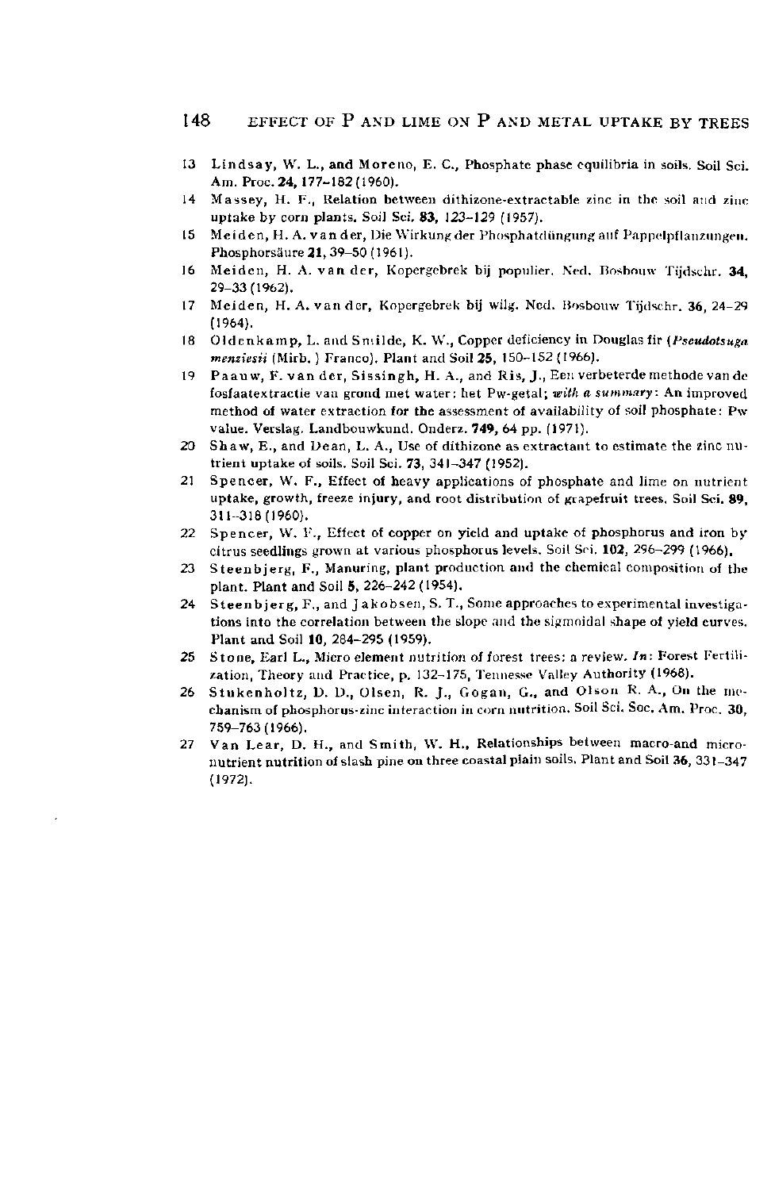13 **Lindsay, W. L.,** and **Moreno, E. C.,** Phosphate phase equilibria in soils. Soil Sci. Am. Proc. **24,** 177–182 (1960).

14 **Massey, H. F.,** Relation between dithizone-extractable zinc in the soil and zinc uptake by corn plants. Soil Sci. **83,** 123–129 (1957).

15 **Meiden, H. A. van der,** Die Wirkung der Phosphatdüngung auf Pappelpflanzungen. Phosphorsäure **21,** 39–50 (1961).

16 **Meiden, H. A. van der,** Kopergebrek bij populier. Ned. Boschouw Tijdschr. **34,** 29–33 (1962).

17 **Meiden, H. A. van der,** Kopergebrek bij wilg. Ned. Boschouw Tijdschr. **36,** 24–29 (1964).

18 **Oldenkamp, L.** and **Smilde, K. W.,** Copper deficiency in Douglas fir (*Pseudotsuga menziesii* (Mirb.) Franco). Plant and Soil **25,** 150–152 (1966).

19 **Paauw, F. van der, Sissingh, H. A.,** and **Ris, J.,** Een verbeterde methode van de fosfaatextractie van grond met water: het Pw-getal; *with a summary*: An improved method of water extraction for the assessment of availability of soil phosphate: Pw value. Verslag. Landbouwkund. Onderz. **749,** 64 pp. (1971).

20 **Shaw, E.,** and **Dean, L. A.,** Use of dithizone as extractant to estimate the zinc nutrient uptake of soils. Soil Sci. **73,** 341–347 (1952).

21 **Spencer, W. F.,** Effect of heavy applications of phosphate and lime on nutrient uptake, growth, freeze injury, and root distribution of grapefruit trees. Soil Sci. **89,** 311–318 (1960).

22 **Spencer, W. F.,** Effect of copper on yield and uptake of phosphorus and iron by citrus seedlings grown at various phosphorus levels. Soil Sci. **102,** 296–299 (1966).

23 **Steenbjerg, F.,** Manuring, plant production and the chemical composition of the plant. Plant and Soil **5,** 226–242 (1954).

24 **Steenbjerg, F.,** and **Jakobsen, S. T.,** Some approaches to experimental investigations into the correlation between the slope and the sigmoidal shape of yield curves. Plant and Soil **10,** 284–295 (1959).

25 **Stone, Earl L.,** Micro element nutrition of forest trees: a review. *In*: Forest Fertilization, Theory and Practice, p. 132–175, Tennesse Valley Authority (1968).

26 **Stukenholtz, D. D., Olsen, R. J., Gogan, G.,** and **Olson R. A.,** On the mechanism of phosphorus-zinc interaction in corn nutrition. Soil Sci. Soc. Am. Proc. **30,** 759–763 (1966).

27 **Van Lear, D. H.,** and **Smith, W. H.,** Relationships between macro-and micronutrient nutrition of slash pine on three coastal plain soils. Plant and Soil **36,** 331–347 (1972).